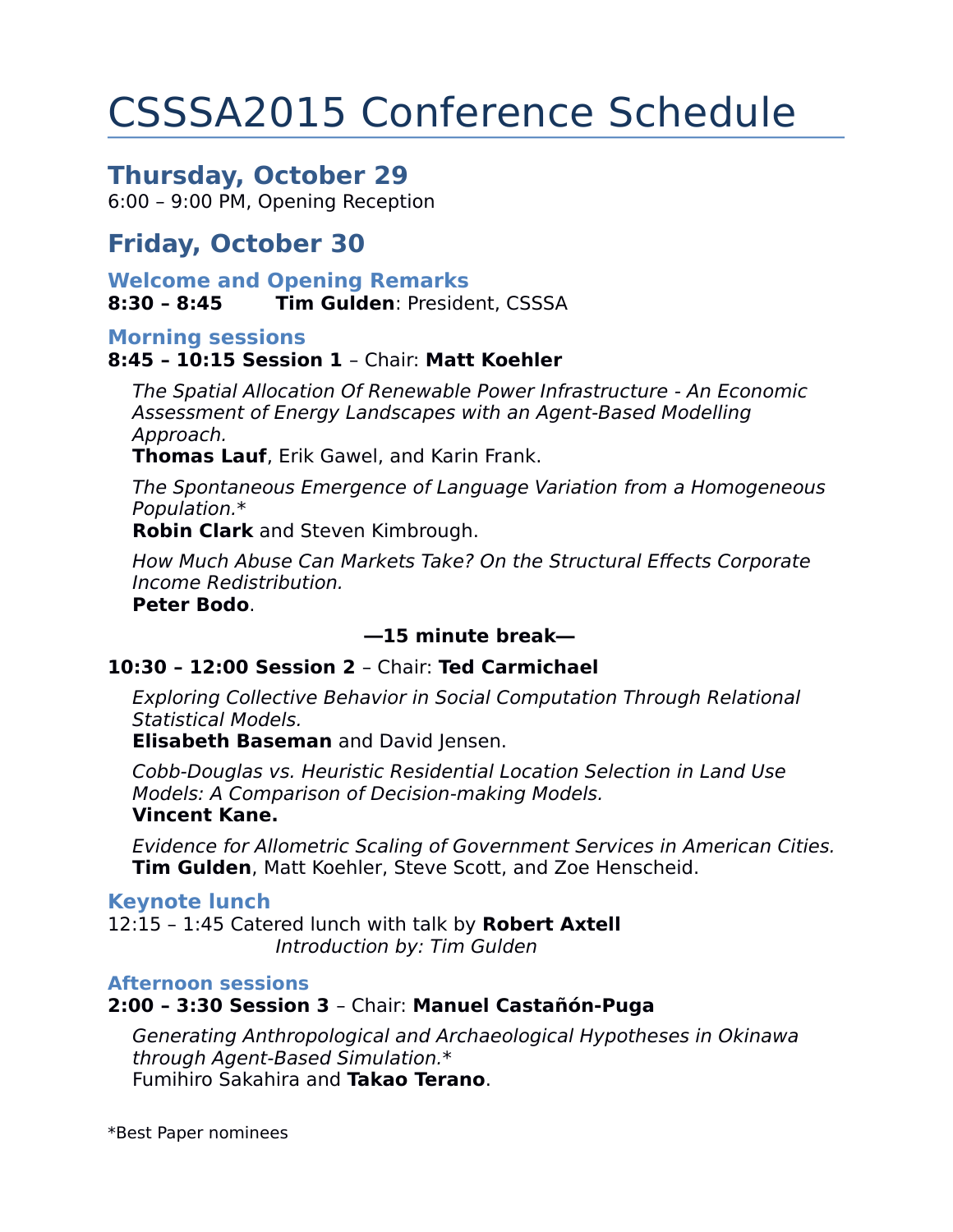# CSSSA2015 Conference Schedule

## Thursday, October 29

6:00 – 9:00 PM, Opening Reception

## Friday, October 30

### Welcome and Opening Remarks

**8:30 – 8:45** **Tim Gulden**: President, CSSSA

### Morning sessions

**8:45 – 10:15 Session 1** – Chair: **Matt Koehler**

*The Spatial Allocation Of Renewable Power Infrastructure - An Economic Assessment of Energy Landscapes with an Agent-Based Modelling Approach.*
**Thomas Lauf**, Erik Gawel, and Karin Frank.

*The Spontaneous Emergence of Language Variation from a Homogeneous Population.**
**Robin Clark** and Steven Kimbrough.

*How Much Abuse Can Markets Take? On the Structural Effects Corporate Income Redistribution.*
**Peter Bodo**.

**—15 minute break—**

**10:30 – 12:00 Session 2** – Chair: **Ted Carmichael**

*Exploring Collective Behavior in Social Computation Through Relational Statistical Models.*
**Elisabeth Baseman** and David Jensen.

*Cobb-Douglas vs. Heuristic Residential Location Selection in Land Use Models: A Comparison of Decision-making Models.*
**Vincent Kane.**

*Evidence for Allometric Scaling of Government Services in American Cities.*
**Tim Gulden**, Matt Koehler, Steve Scott, and Zoe Henscheid.

### Keynote lunch

12:15 – 1:45 Catered lunch with talk by **Robert Axtell**
*Introduction by: Tim Gulden*

### Afternoon sessions

**2:00 – 3:30 Session 3** – Chair: **Manuel Castañón-Puga**

*Generating Anthropological and Archaeological Hypotheses in Okinawa through Agent-Based Simulation.**
Fumihiro Sakahira and **Takao Terano**.

*Best Paper nominees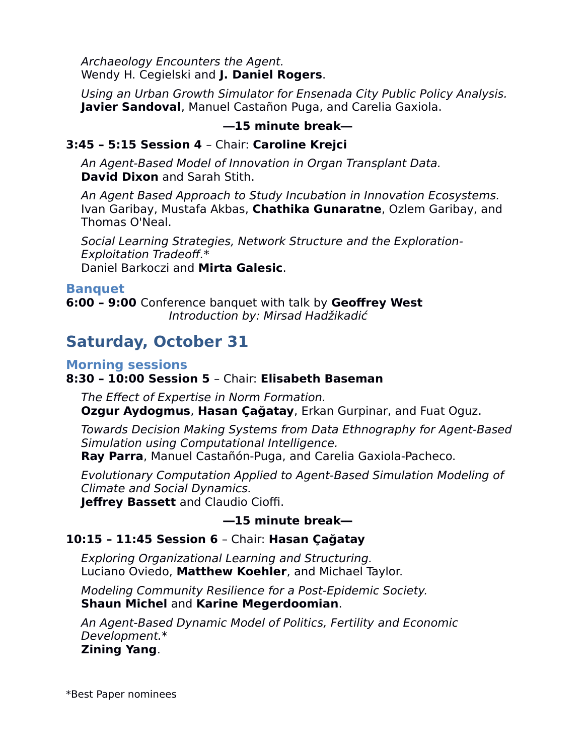*Archaeology Encounters the Agent.*
Wendy H. Cegielski and **J. Daniel Rogers**.

*Using an Urban Growth Simulator for Ensenada City Public Policy Analysis.*
**Javier Sandoval**, Manuel Castañon Puga, and Carelia Gaxiola.

**—15 minute break—**

**3:45 – 5:15 Session 4** – Chair: **Caroline Krejci**

*An Agent-Based Model of Innovation in Organ Transplant Data.*
**David Dixon** and Sarah Stith.

*An Agent Based Approach to Study Incubation in Innovation Ecosystems.*
Ivan Garibay, Mustafa Akbas, **Chathika Gunaratne**, Ozlem Garibay, and Thomas O'Neal.

*Social Learning Strategies, Network Structure and the Exploration-Exploitation Tradeoff.**
Daniel Barkoczi and **Mirta Galesic**.

### Banquet

**6:00 – 9:00** Conference banquet with talk by **Geoffrey West**
*Introduction by: Mirsad Hadžikadić*

## Saturday, October 31

### Morning sessions

**8:30 – 10:00 Session 5** – Chair: **Elisabeth Baseman**

*The Effect of Expertise in Norm Formation.*
**Ozgur Aydogmus**, **Hasan Çağatay**, Erkan Gurpinar, and Fuat Oguz.

*Towards Decision Making Systems from Data Ethnography for Agent-Based Simulation using Computational Intelligence.*
**Ray Parra**, Manuel Castañón-Puga, and Carelia Gaxiola-Pacheco.

*Evolutionary Computation Applied to Agent-Based Simulation Modeling of Climate and Social Dynamics.*
**Jeffrey Bassett** and Claudio Cioffi.

**—15 minute break—**

**10:15 – 11:45 Session 6** – Chair: **Hasan Çağatay**

*Exploring Organizational Learning and Structuring.*
Luciano Oviedo, **Matthew Koehler**, and Michael Taylor.

*Modeling Community Resilience for a Post-Epidemic Society.*
**Shaun Michel** and **Karine Megerdoomian**.

*An Agent-Based Dynamic Model of Politics, Fertility and Economic Development.**
**Zining Yang**.

*Best Paper nominees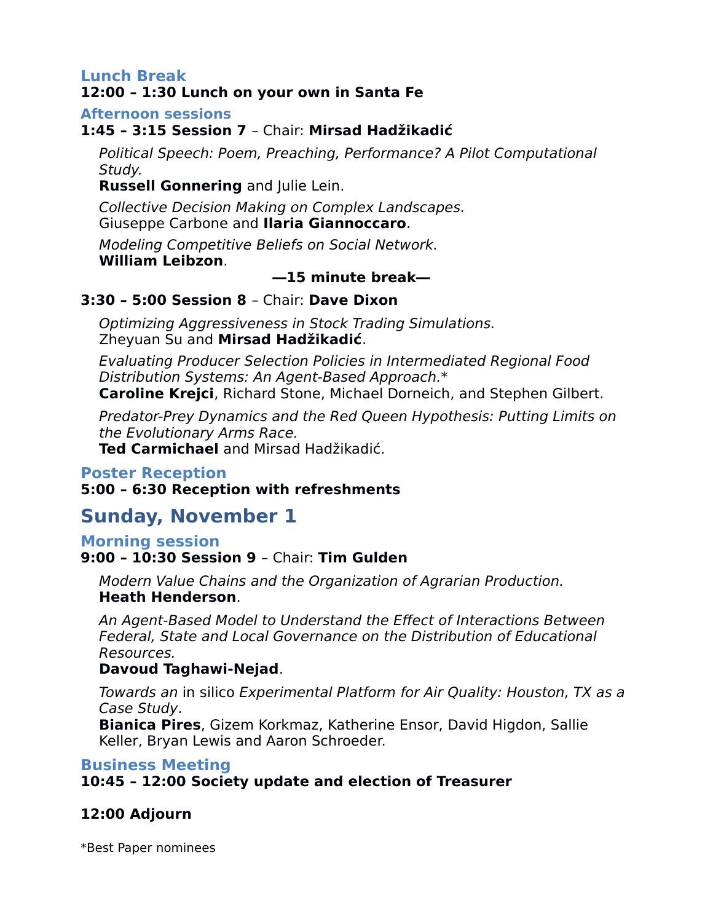### Lunch Break

**12:00 – 1:30 Lunch on your own in Santa Fe**

### Afternoon sessions

**1:45 – 3:15 Session 7** – Chair: **Mirsad Hadžikadić**

*Political Speech: Poem, Preaching, Performance? A Pilot Computational Study.*
**Russell Gonnering** and Julie Lein.

*Collective Decision Making on Complex Landscapes.*
Giuseppe Carbone and **Ilaria Giannoccaro**.

*Modeling Competitive Beliefs on Social Network.*
**William Leibzon**.

**—15 minute break—**

**3:30 – 5:00 Session 8** – Chair: **Dave Dixon**

*Optimizing Aggressiveness in Stock Trading Simulations.*
Zheyuan Su and **Mirsad Hadžikadić**.

*Evaluating Producer Selection Policies in Intermediated Regional Food Distribution Systems: An Agent-Based Approach.**
**Caroline Krejci**, Richard Stone, Michael Dorneich, and Stephen Gilbert.

*Predator-Prey Dynamics and the Red Queen Hypothesis: Putting Limits on the Evolutionary Arms Race.*
**Ted Carmichael** and Mirsad Hadžikadić.

### Poster Reception

**5:00 – 6:30 Reception with refreshments**

## Sunday, November 1

### Morning session

**9:00 – 10:30 Session 9** – Chair: **Tim Gulden**

*Modern Value Chains and the Organization of Agrarian Production.*
**Heath Henderson**.

*An Agent-Based Model to Understand the Effect of Interactions Between Federal, State and Local Governance on the Distribution of Educational Resources.*
**Davoud Taghawi-Nejad**.

*Towards an* in silico *Experimental Platform for Air Quality: Houston, TX as a Case Study*.
**Bianica Pires**, Gizem Korkmaz, Katherine Ensor, David Higdon, Sallie Keller, Bryan Lewis and Aaron Schroeder.

### Business Meeting

**10:45 – 12:00 Society update and election of Treasurer**

**12:00 Adjourn**

*Best Paper nominees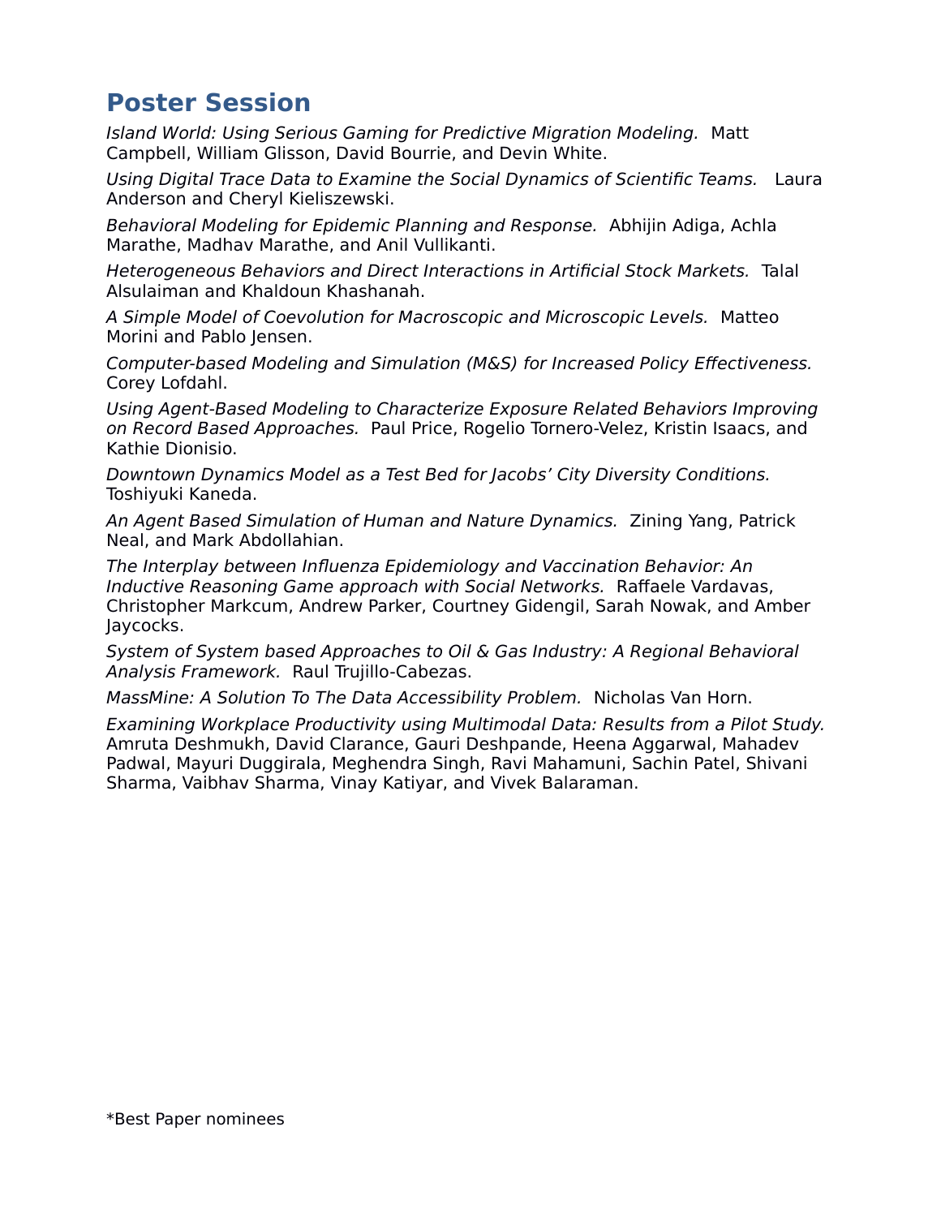## Poster Session

*Island World: Using Serious Gaming for Predictive Migration Modeling.* Matt Campbell, William Glisson, David Bourrie, and Devin White.

*Using Digital Trace Data to Examine the Social Dynamics of Scientific Teams.* Laura Anderson and Cheryl Kieliszewski.

*Behavioral Modeling for Epidemic Planning and Response.* Abhijin Adiga, Achla Marathe, Madhav Marathe, and Anil Vullikanti.

*Heterogeneous Behaviors and Direct Interactions in Artificial Stock Markets.* Talal Alsulaiman and Khaldoun Khashanah.

*A Simple Model of Coevolution for Macroscopic and Microscopic Levels.* Matteo Morini and Pablo Jensen.

*Computer-based Modeling and Simulation (M&S) for Increased Policy Effectiveness.* Corey Lofdahl.

*Using Agent-Based Modeling to Characterize Exposure Related Behaviors Improving on Record Based Approaches.* Paul Price, Rogelio Tornero-Velez, Kristin Isaacs, and Kathie Dionisio.

*Downtown Dynamics Model as a Test Bed for Jacobs' City Diversity Conditions.* Toshiyuki Kaneda.

*An Agent Based Simulation of Human and Nature Dynamics.* Zining Yang, Patrick Neal, and Mark Abdollahian.

*The Interplay between Influenza Epidemiology and Vaccination Behavior: An Inductive Reasoning Game approach with Social Networks.* Raffaele Vardavas, Christopher Markcum, Andrew Parker, Courtney Gidengil, Sarah Nowak, and Amber Jaycocks.

*System of System based Approaches to Oil & Gas Industry: A Regional Behavioral Analysis Framework.* Raul Trujillo-Cabezas.

*MassMine: A Solution To The Data Accessibility Problem.* Nicholas Van Horn.

*Examining Workplace Productivity using Multimodal Data: Results from a Pilot Study.* Amruta Deshmukh, David Clarance, Gauri Deshpande, Heena Aggarwal, Mahadev Padwal, Mayuri Duggirala, Meghendra Singh, Ravi Mahamuni, Sachin Patel, Shivani Sharma, Vaibhav Sharma, Vinay Katiyar, and Vivek Balaraman.

*Best Paper nominees